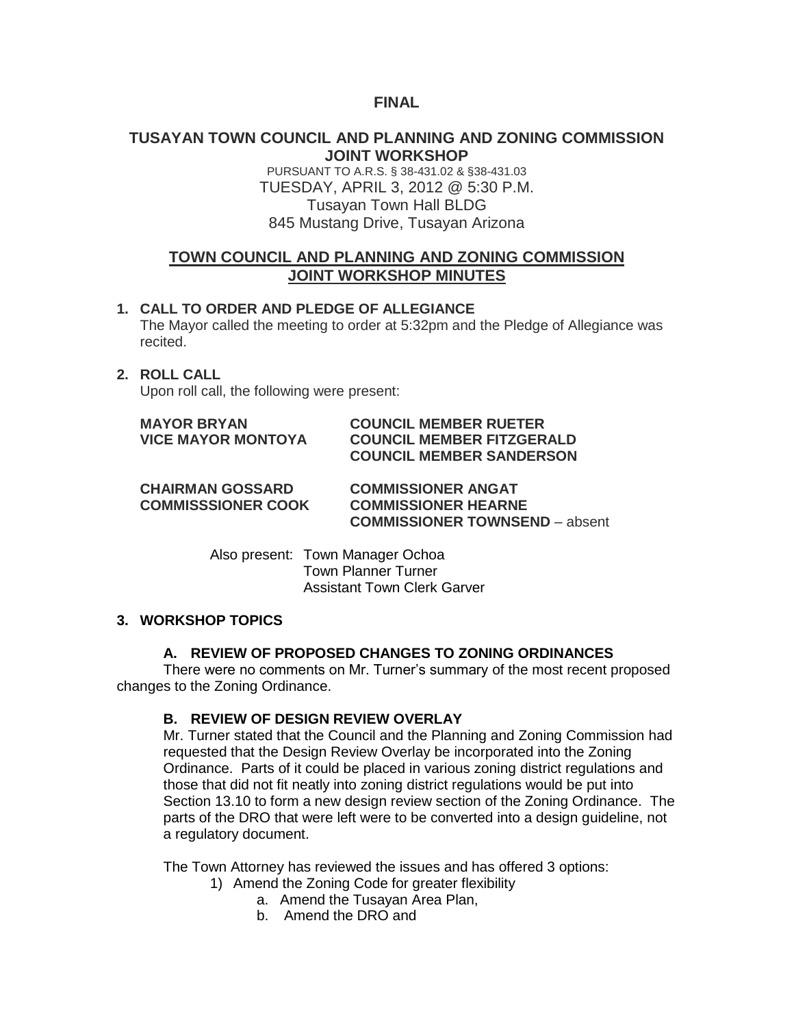**FINAL**

# TUSAYAN TOWN COUNCIL AND PLANNING AND ZONING COMMISSION JOINT WORKSHOP

PURSUANT TO A.R.S. § 38-431.02 & §38-431.03
TUESDAY, APRIL 3, 2012 @ 5:30 P.M.
Tusayan Town Hall BLDG
845 Mustang Drive, Tusayan Arizona

## TOWN COUNCIL AND PLANNING AND ZONING COMMISSION JOINT WORKSHOP MINUTES

**1. CALL TO ORDER AND PLEDGE OF ALLEGIANCE**

The Mayor called the meeting to order at 5:32pm and the Pledge of Allegiance was recited.

**2. ROLL CALL**

Upon roll call, the following were present:

**MAYOR BRYAN**
**VICE MAYOR MONTOYA**
**COUNCIL MEMBER RUETER**
**COUNCIL MEMBER FITZGERALD**
**COUNCIL MEMBER SANDERSON**

**CHAIRMAN GOSSARD**
**COMMISSSIONER COOK**
**COMMISSIONER ANGAT**
**COMMISSIONER HEARNE**
**COMMISSIONER TOWNSEND** – absent

Also present: Town Manager Ochoa
Town Planner Turner
Assistant Town Clerk Garver

**3. WORKSHOP TOPICS**

**A. REVIEW OF PROPOSED CHANGES TO ZONING ORDINANCES**

There were no comments on Mr. Turner's summary of the most recent proposed changes to the Zoning Ordinance.

**B. REVIEW OF DESIGN REVIEW OVERLAY**

Mr. Turner stated that the Council and the Planning and Zoning Commission had requested that the Design Review Overlay be incorporated into the Zoning Ordinance. Parts of it could be placed in various zoning district regulations and those that did not fit neatly into zoning district regulations would be put into Section 13.10 to form a new design review section of the Zoning Ordinance. The parts of the DRO that were left were to be converted into a design guideline, not a regulatory document.

The Town Attorney has reviewed the issues and has offered 3 options:

1) Amend the Zoning Code for greater flexibility
    a. Amend the Tusayan Area Plan,
    b. Amend the DRO and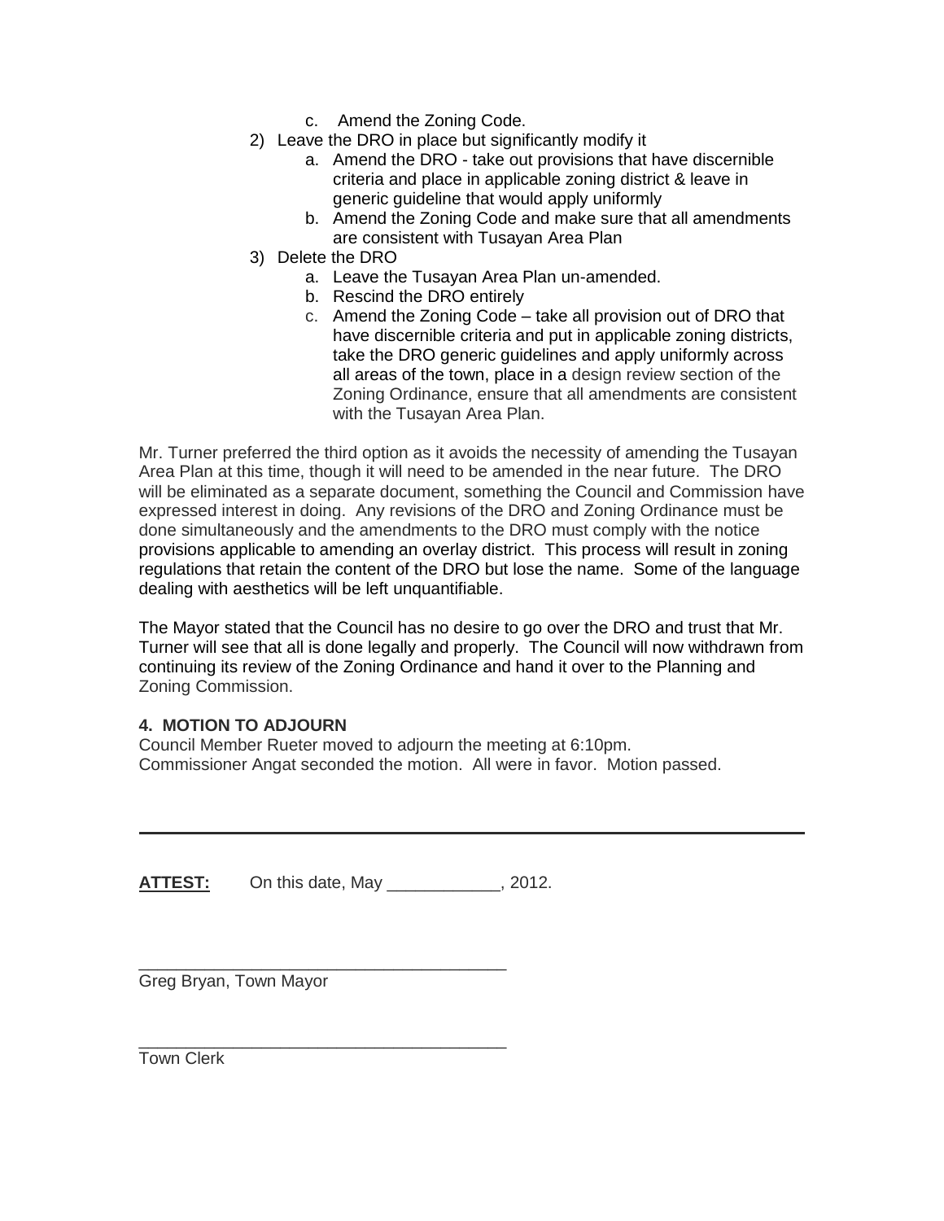c. Amend the Zoning Code.

2) Leave the DRO in place but significantly modify it
   a. Amend the DRO - take out provisions that have discernible criteria and place in applicable zoning district & leave in generic guideline that would apply uniformly
   b. Amend the Zoning Code and make sure that all amendments are consistent with Tusayan Area Plan
3) Delete the DRO
   a. Leave the Tusayan Area Plan un-amended.
   b. Rescind the DRO entirely
   c. Amend the Zoning Code – take all provision out of DRO that have discernible criteria and put in applicable zoning districts, take the DRO generic guidelines and apply uniformly across all areas of the town, place in a design review section of the Zoning Ordinance, ensure that all amendments are consistent with the Tusayan Area Plan.

Mr. Turner preferred the third option as it avoids the necessity of amending the Tusayan Area Plan at this time, though it will need to be amended in the near future. The DRO will be eliminated as a separate document, something the Council and Commission have expressed interest in doing. Any revisions of the DRO and Zoning Ordinance must be done simultaneously and the amendments to the DRO must comply with the notice provisions applicable to amending an overlay district. This process will result in zoning regulations that retain the content of the DRO but lose the name. Some of the language dealing with aesthetics will be left unquantifiable.

The Mayor stated that the Council has no desire to go over the DRO and trust that Mr. Turner will see that all is done legally and properly. The Council will now withdrawn from continuing its review of the Zoning Ordinance and hand it over to the Planning and Zoning Commission.

**4. MOTION TO ADJOURN**

Council Member Rueter moved to adjourn the meeting at 6:10pm.
Commissioner Angat seconded the motion. All were in favor. Motion passed.

---

**ATTEST:** On this date, May ____________, 2012.

________________________________________
Greg Bryan, Town Mayor

________________________________________
Town Clerk